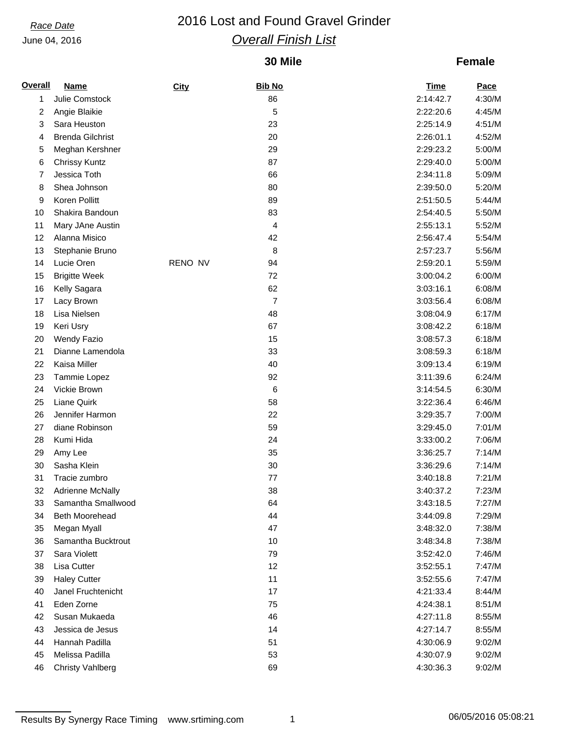*Race Date*

June 04, 2016

# 2016 Lost and Found Gravel Grinder

## *Overall Finish List*

### 30 Mile — Female

| Overall | Name | City | Bib No | Time | Pace |
|---|---|---|---|---|---|
| 1 | Julie Comstock | | 86 | 2:14:42.7 | 4:30/M |
| 2 | Angie Blaikie | | 5 | 2:22:20.6 | 4:45/M |
| 3 | Sara Heuston | | 23 | 2:25:14.9 | 4:51/M |
| 4 | Brenda Gilchrist | | 20 | 2:26:01.1 | 4:52/M |
| 5 | Meghan Kershner | | 29 | 2:29:23.2 | 5:00/M |
| 6 | Chrissy Kuntz | | 87 | 2:29:40.0 | 5:00/M |
| 7 | Jessica Toth | | 66 | 2:34:11.8 | 5:09/M |
| 8 | Shea Johnson | | 80 | 2:39:50.0 | 5:20/M |
| 9 | Koren Pollitt | | 89 | 2:51:50.5 | 5:44/M |
| 10 | Shakira Bandoun | | 83 | 2:54:40.5 | 5:50/M |
| 11 | Mary JAne Austin | | 4 | 2:55:13.1 | 5:52/M |
| 12 | Alanna Misico | | 42 | 2:56:47.4 | 5:54/M |
| 13 | Stephanie Bruno | | 8 | 2:57:23.7 | 5:56/M |
| 14 | Lucie Oren | RENO NV | 94 | 2:59:20.1 | 5:59/M |
| 15 | Brigitte Week | | 72 | 3:00:04.2 | 6:00/M |
| 16 | Kelly Sagara | | 62 | 3:03:16.1 | 6:08/M |
| 17 | Lacy Brown | | 7 | 3:03:56.4 | 6:08/M |
| 18 | Lisa Nielsen | | 48 | 3:08:04.9 | 6:17/M |
| 19 | Keri Usry | | 67 | 3:08:42.2 | 6:18/M |
| 20 | Wendy Fazio | | 15 | 3:08:57.3 | 6:18/M |
| 21 | Dianne Lamendola | | 33 | 3:08:59.3 | 6:18/M |
| 22 | Kaisa Miller | | 40 | 3:09:13.4 | 6:19/M |
| 23 | Tammie Lopez | | 92 | 3:11:39.6 | 6:24/M |
| 24 | Vickie Brown | | 6 | 3:14:54.5 | 6:30/M |
| 25 | Liane Quirk | | 58 | 3:22:36.4 | 6:46/M |
| 26 | Jennifer Harmon | | 22 | 3:29:35.7 | 7:00/M |
| 27 | diane Robinson | | 59 | 3:29:45.0 | 7:01/M |
| 28 | Kumi Hida | | 24 | 3:33:00.2 | 7:06/M |
| 29 | Amy Lee | | 35 | 3:36:25.7 | 7:14/M |
| 30 | Sasha Klein | | 30 | 3:36:29.6 | 7:14/M |
| 31 | Tracie zumbro | | 77 | 3:40:18.8 | 7:21/M |
| 32 | Adrienne McNally | | 38 | 3:40:37.2 | 7:23/M |
| 33 | Samantha Smallwood | | 64 | 3:43:18.5 | 7:27/M |
| 34 | Beth Moorehead | | 44 | 3:44:09.8 | 7:29/M |
| 35 | Megan Myall | | 47 | 3:48:32.0 | 7:38/M |
| 36 | Samantha Bucktrout | | 10 | 3:48:34.8 | 7:38/M |
| 37 | Sara Violett | | 79 | 3:52:42.0 | 7:46/M |
| 38 | Lisa Cutter | | 12 | 3:52:55.1 | 7:47/M |
| 39 | Haley Cutter | | 11 | 3:52:55.6 | 7:47/M |
| 40 | Janel Fruchtenicht | | 17 | 4:21:33.4 | 8:44/M |
| 41 | Eden Zorne | | 75 | 4:24:38.1 | 8:51/M |
| 42 | Susan Mukaeda | | 46 | 4:27:11.8 | 8:55/M |
| 43 | Jessica de Jesus | | 14 | 4:27:14.7 | 8:55/M |
| 44 | Hannah Padilla | | 51 | 4:30:06.9 | 9:02/M |
| 45 | Melissa Padilla | | 53 | 4:30:07.9 | 9:02/M |
| 46 | Christy Vahlberg | | 69 | 4:30:36.3 | 9:02/M |

Results By Synergy Race Timing www.srtiming.com 06/05/2016 05:08:21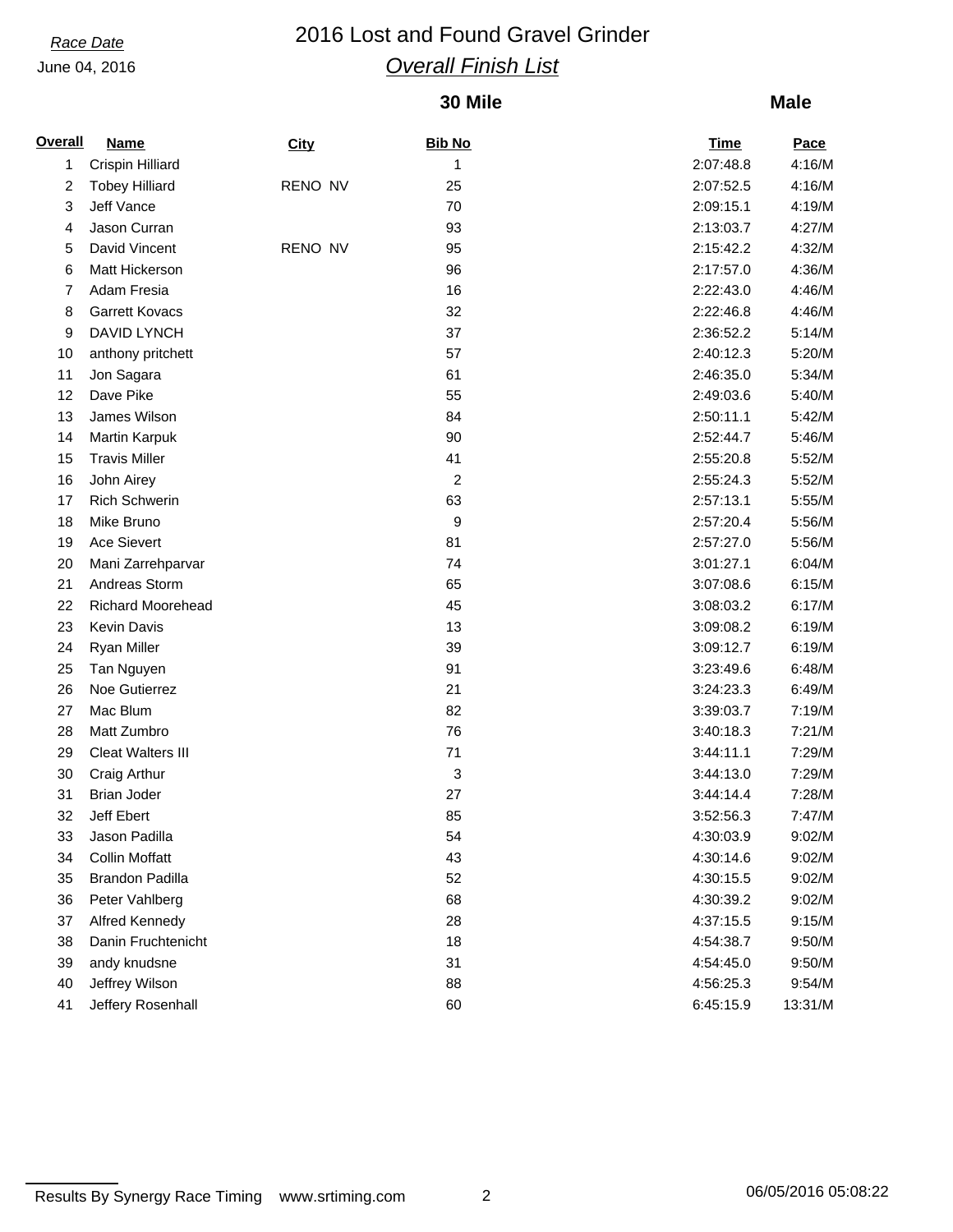*Race Date*

June 04, 2016

# 2016 Lost and Found Gravel Grinder

## *Overall Finish List*

### 30 Mile

### Male

| Overall | Name | City | Bib No | Time | Pace |
|---|---|---|---|---|---|
| 1 | Crispin Hilliard | | 1 | 2:07:48.8 | 4:16/M |
| 2 | Tobey Hilliard | RENO NV | 25 | 2:07:52.5 | 4:16/M |
| 3 | Jeff Vance | | 70 | 2:09:15.1 | 4:19/M |
| 4 | Jason Curran | | 93 | 2:13:03.7 | 4:27/M |
| 5 | David Vincent | RENO NV | 95 | 2:15:42.2 | 4:32/M |
| 6 | Matt Hickerson | | 96 | 2:17:57.0 | 4:36/M |
| 7 | Adam Fresia | | 16 | 2:22:43.0 | 4:46/M |
| 8 | Garrett Kovacs | | 32 | 2:22:46.8 | 4:46/M |
| 9 | DAVID LYNCH | | 37 | 2:36:52.2 | 5:14/M |
| 10 | anthony pritchett | | 57 | 2:40:12.3 | 5:20/M |
| 11 | Jon Sagara | | 61 | 2:46:35.0 | 5:34/M |
| 12 | Dave Pike | | 55 | 2:49:03.6 | 5:40/M |
| 13 | James Wilson | | 84 | 2:50:11.1 | 5:42/M |
| 14 | Martin Karpuk | | 90 | 2:52:44.7 | 5:46/M |
| 15 | Travis Miller | | 41 | 2:55:20.8 | 5:52/M |
| 16 | John Airey | | 2 | 2:55:24.3 | 5:52/M |
| 17 | Rich Schwerin | | 63 | 2:57:13.1 | 5:55/M |
| 18 | Mike Bruno | | 9 | 2:57:20.4 | 5:56/M |
| 19 | Ace Sievert | | 81 | 2:57:27.0 | 5:56/M |
| 20 | Mani Zarrehparvar | | 74 | 3:01:27.1 | 6:04/M |
| 21 | Andreas Storm | | 65 | 3:07:08.6 | 6:15/M |
| 22 | Richard Moorehead | | 45 | 3:08:03.2 | 6:17/M |
| 23 | Kevin Davis | | 13 | 3:09:08.2 | 6:19/M |
| 24 | Ryan Miller | | 39 | 3:09:12.7 | 6:19/M |
| 25 | Tan Nguyen | | 91 | 3:23:49.6 | 6:48/M |
| 26 | Noe Gutierrez | | 21 | 3:24:23.3 | 6:49/M |
| 27 | Mac Blum | | 82 | 3:39:03.7 | 7:19/M |
| 28 | Matt Zumbro | | 76 | 3:40:18.3 | 7:21/M |
| 29 | Cleat Walters III | | 71 | 3:44:11.1 | 7:29/M |
| 30 | Craig Arthur | | 3 | 3:44:13.0 | 7:29/M |
| 31 | Brian Joder | | 27 | 3:44:14.4 | 7:28/M |
| 32 | Jeff Ebert | | 85 | 3:52:56.3 | 7:47/M |
| 33 | Jason Padilla | | 54 | 4:30:03.9 | 9:02/M |
| 34 | Collin Moffatt | | 43 | 4:30:14.6 | 9:02/M |
| 35 | Brandon Padilla | | 52 | 4:30:15.5 | 9:02/M |
| 36 | Peter Vahlberg | | 68 | 4:30:39.2 | 9:02/M |
| 37 | Alfred Kennedy | | 28 | 4:37:15.5 | 9:15/M |
| 38 | Danin Fruchtenicht | | 18 | 4:54:38.7 | 9:50/M |
| 39 | andy knudsne | | 31 | 4:54:45.0 | 9:50/M |
| 40 | Jeffrey Wilson | | 88 | 4:56:25.3 | 9:54/M |
| 41 | Jeffery Rosenhall | | 60 | 6:45:15.9 | 13:31/M |

Results By Synergy Race Timing www.srtiming.com 06/05/2016 05:08:22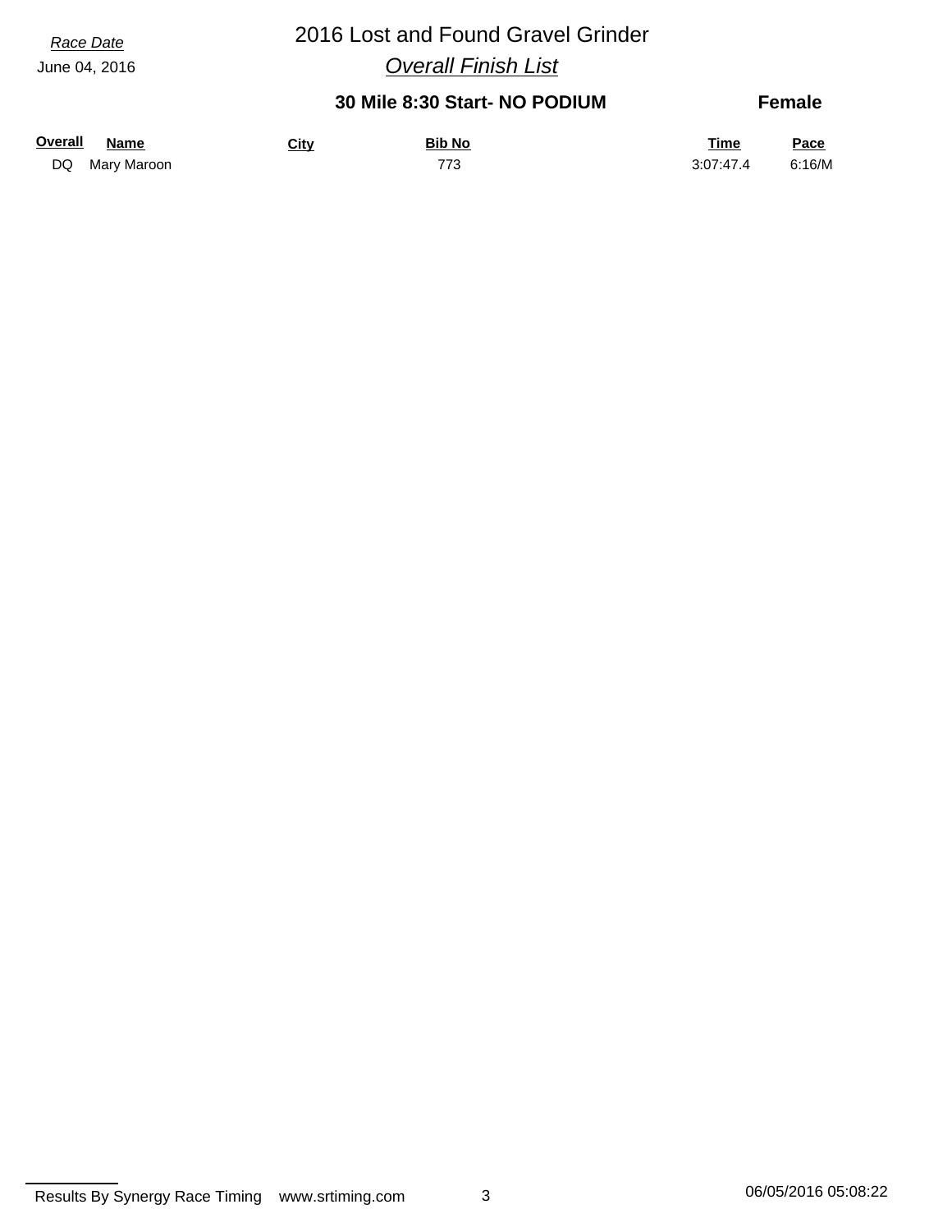*Race Date*

June 04, 2016

# 2016 Lost and Found Gravel Grinder

## *Overall Finish List*

### 30 Mile 8:30 Start- NO PODIUM

**Female**

| Overall | Name | City | Bib No | Time | Pace |
|---|---|---|---|---|---|
| DQ | Mary Maroon | | 773 | 3:07:47.4 | 6:16/M |

Results By Synergy Race Timing www.srtiming.com 06/05/2016 05:08:22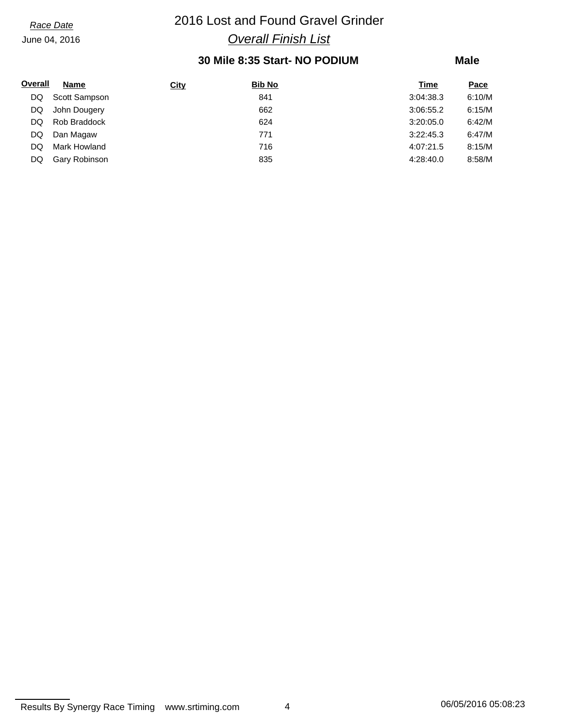*Race Date*
June 04, 2016

# 2016 Lost and Found Gravel Grinder

## *Overall Finish List*

### 30 Mile 8:35 Start- NO PODIUM

**Male**

| Overall | Name | City | Bib No | Time | Pace |
|---|---|---|---|---|---|
| DQ | Scott Sampson | | 841 | 3:04:38.3 | 6:10/M |
| DQ | John Dougery | | 662 | 3:06:55.2 | 6:15/M |
| DQ | Rob Braddock | | 624 | 3:20:05.0 | 6:42/M |
| DQ | Dan Magaw | | 771 | 3:22:45.3 | 6:47/M |
| DQ | Mark Howland | | 716 | 4:07:21.5 | 8:15/M |
| DQ | Gary Robinson | | 835 | 4:28:40.0 | 8:58/M |

Results By Synergy Race Timing www.srtiming.com 06/05/2016 05:08:23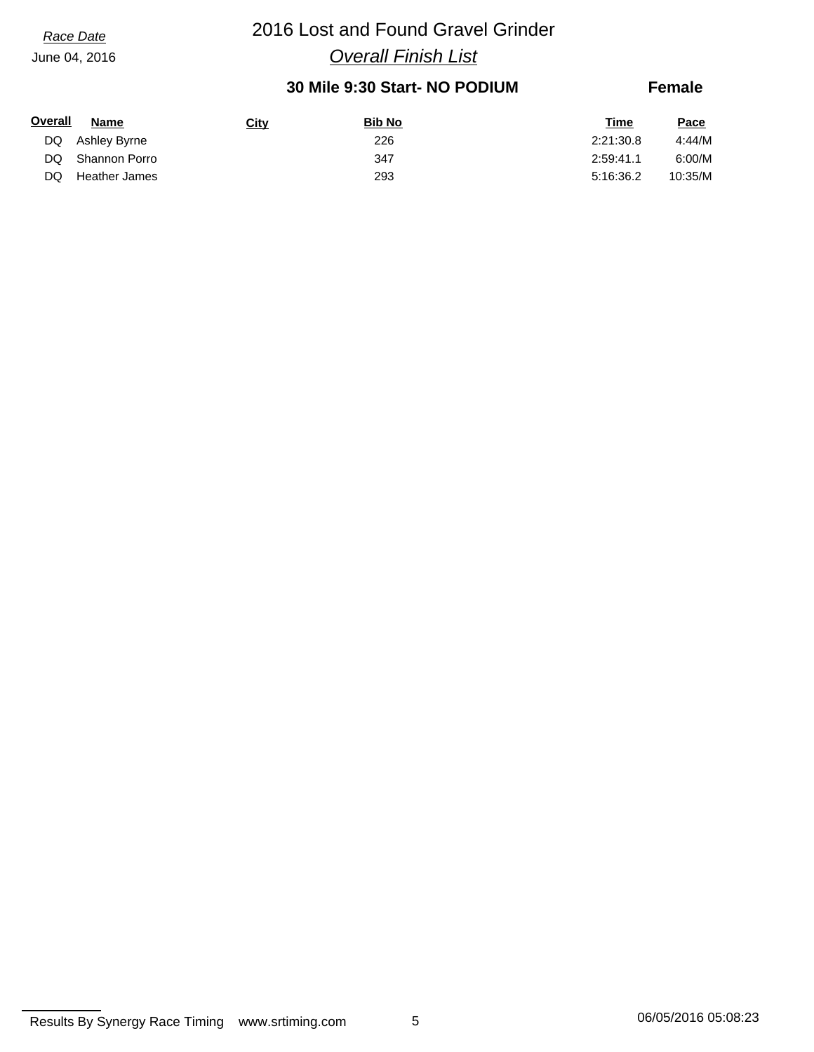*Race Date*
June 04, 2016

# 2016 Lost and Found Gravel Grinder

## *Overall Finish List*

### 30 Mile 9:30 Start- NO PODIUM

**Female**

| Overall | Name | City | Bib No | Time | Pace |
|---|---|---|---|---|---|
| DQ | Ashley Byrne | | 226 | 2:21:30.8 | 4:44/M |
| DQ | Shannon Porro | | 347 | 2:59:41.1 | 6:00/M |
| DQ | Heather James | | 293 | 5:16:36.2 | 10:35/M |

Results By Synergy Race Timing www.srtiming.com

06/05/2016 05:08:23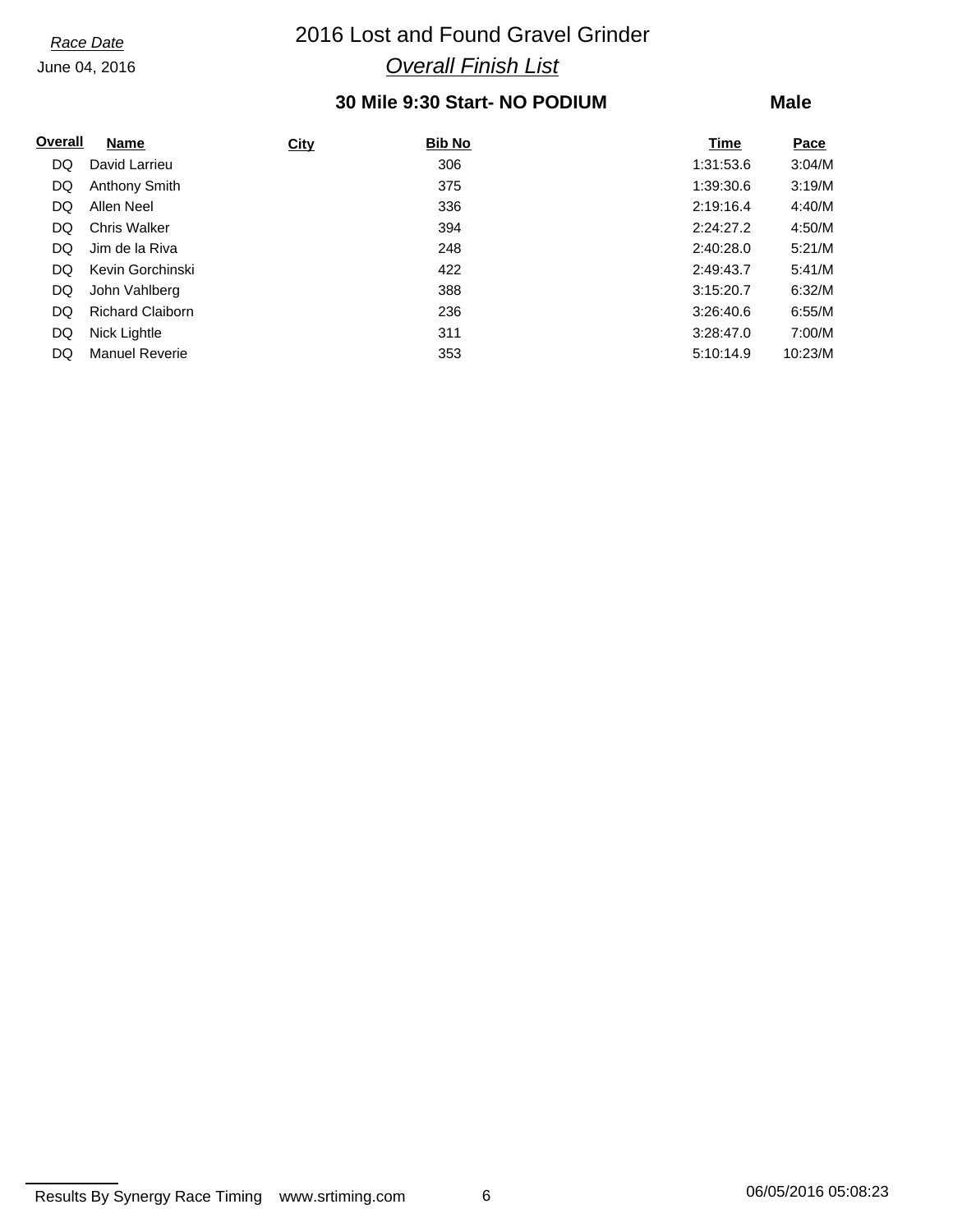*Race Date*
June 04, 2016

# 2016 Lost and Found Gravel Grinder

## *Overall Finish List*

### 30 Mile 9:30 Start- NO PODIUM

### Male

| Overall | Name | City | Bib No | Time | Pace |
|---|---|---|---|---|---|
| DQ | David Larrieu | | 306 | 1:31:53.6 | 3:04/M |
| DQ | Anthony Smith | | 375 | 1:39:30.6 | 3:19/M |
| DQ | Allen Neel | | 336 | 2:19:16.4 | 4:40/M |
| DQ | Chris Walker | | 394 | 2:24:27.2 | 4:50/M |
| DQ | Jim de la Riva | | 248 | 2:40:28.0 | 5:21/M |
| DQ | Kevin Gorchinski | | 422 | 2:49:43.7 | 5:41/M |
| DQ | John Vahlberg | | 388 | 3:15:20.7 | 6:32/M |
| DQ | Richard Claiborn | | 236 | 3:26:40.6 | 6:55/M |
| DQ | Nick Lightle | | 311 | 3:28:47.0 | 7:00/M |
| DQ | Manuel Reverie | | 353 | 5:10:14.9 | 10:23/M |

Results By Synergy Race Timing www.srtiming.com 06/05/2016 05:08:23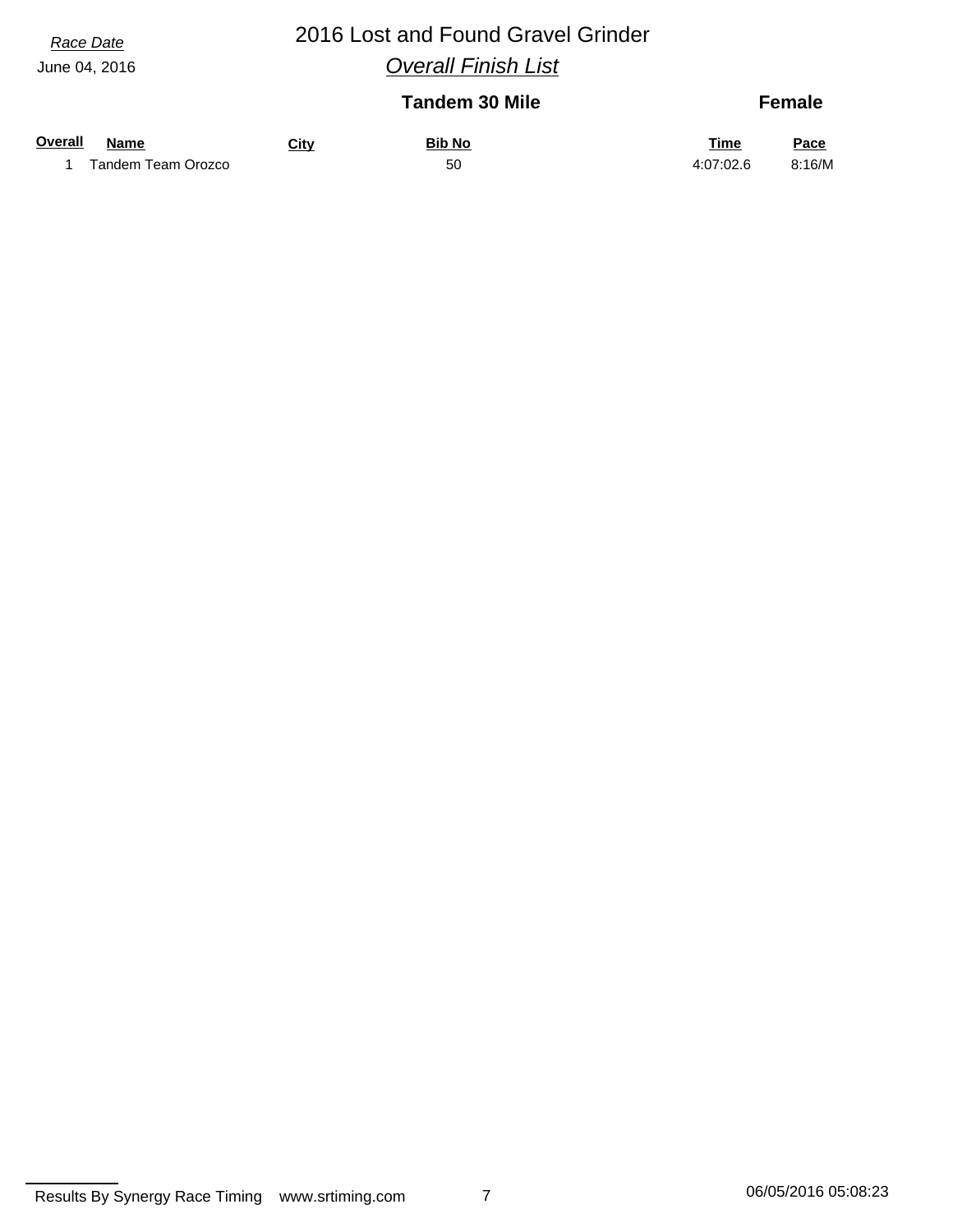*Race Date*

June 04, 2016

# 2016 Lost and Found Gravel Grinder

## *Overall Finish List*

### Tandem 30 Mile — Female

| Overall | Name | City | Bib No | Time | Pace |
|---|---|---|---|---|---|
| 1 | Tandem Team Orozco | | 50 | 4:07:02.6 | 8:16/M |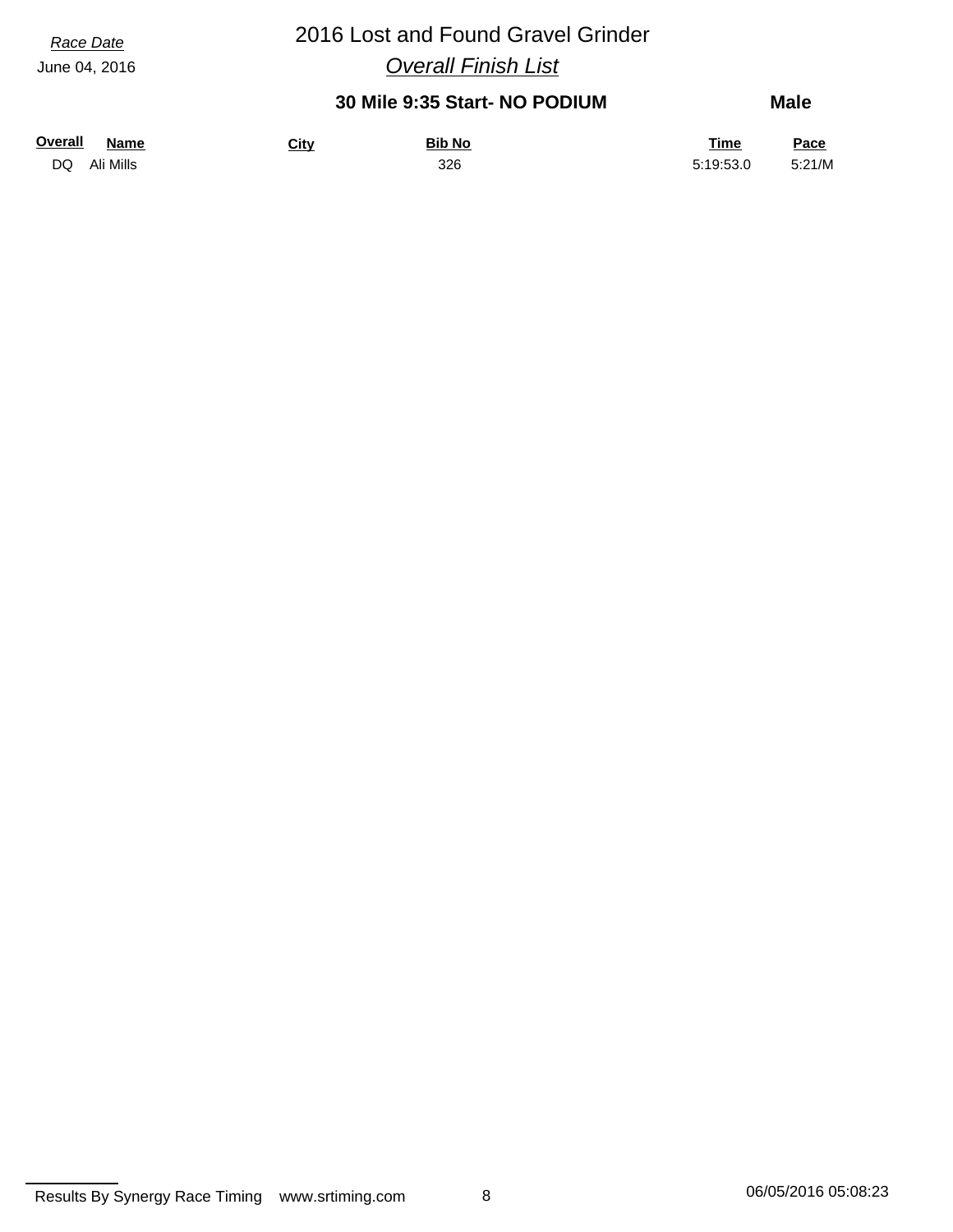*Race Date*
June 04, 2016

# 2016 Lost and Found Gravel Grinder

## *Overall Finish List*

### 30 Mile 9:35 Start- NO PODIUM — Male

| Overall | Name | City | Bib No | Time | Pace |
|---|---|---|---|---|---|
| DQ | Ali Mills | | 326 | 5:19:53.0 | 5:21/M |

Results By Synergy Race Timing www.srtiming.com 06/05/2016 05:08:23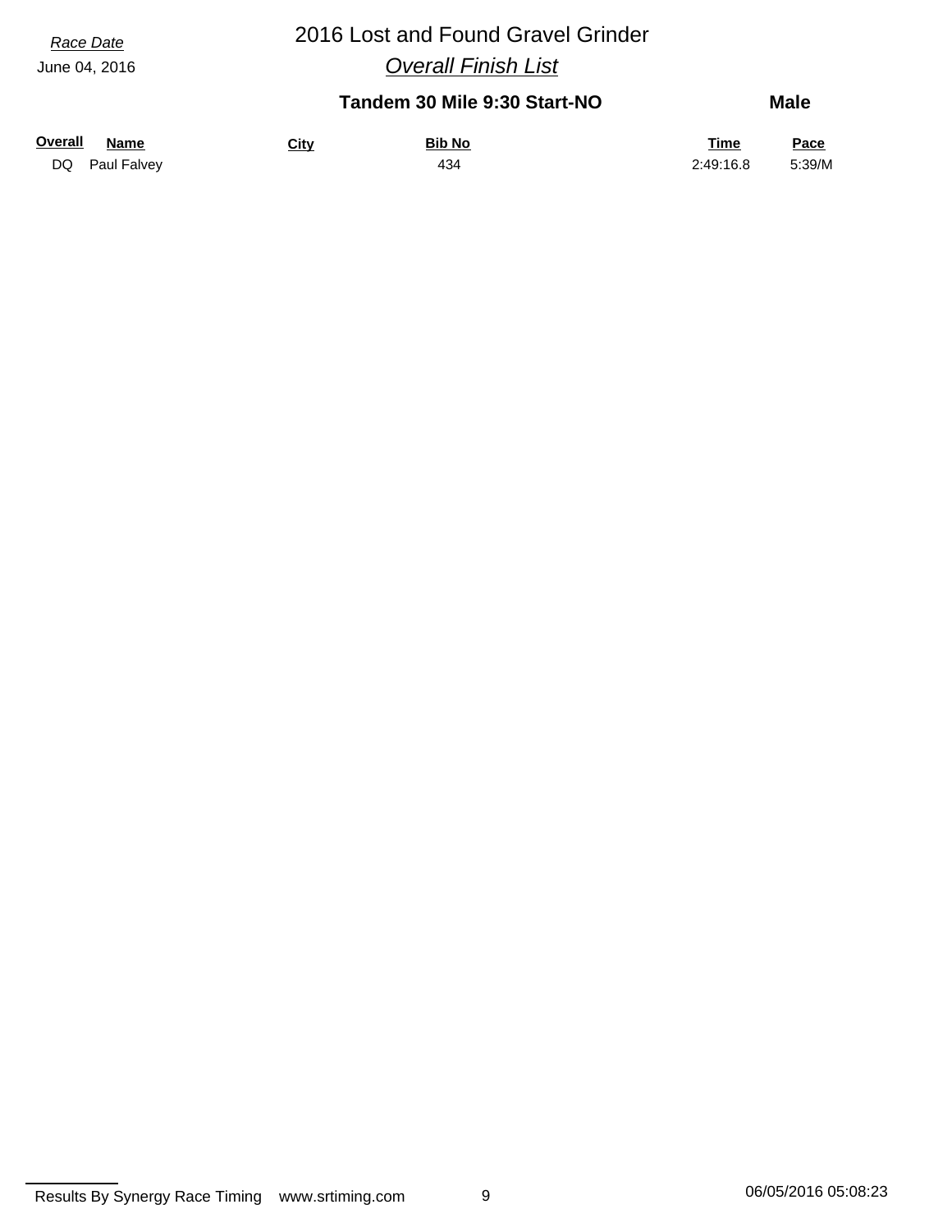*Race Date*
June 04, 2016

# 2016 Lost and Found Gravel Grinder

## *Overall Finish List*

### Tandem 30 Mile 9:30 Start-NO — Male

| Overall | Name | City | Bib No | Time | Pace |
|---|---|---|---|---|---|
| DQ | Paul Falvey | | 434 | 2:49:16.8 | 5:39/M |

Results By Synergy Race Timing www.srtiming.com 06/05/2016 05:08:23